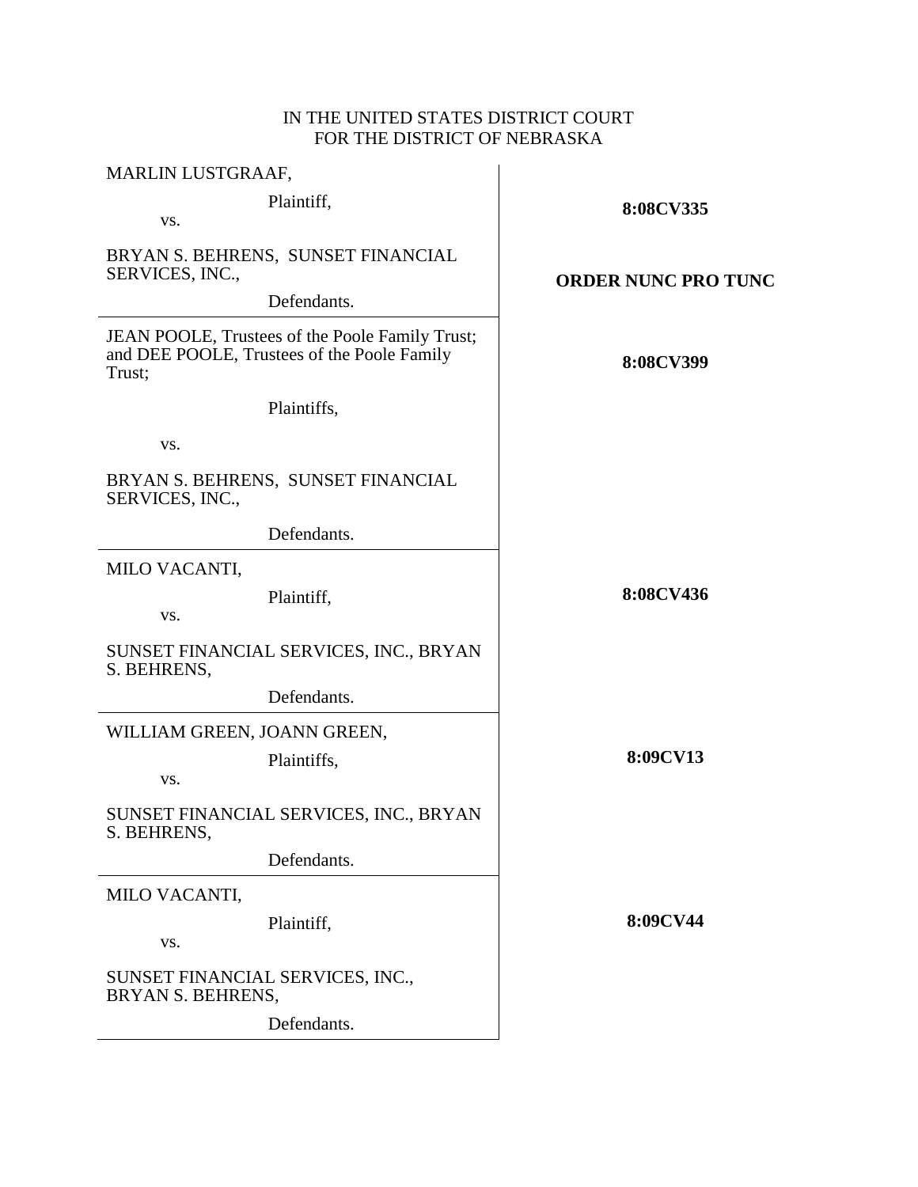IN THE UNITED STATES DISTRICT COURT
FOR THE DISTRICT OF NEBRASKA

| | |
|---|---|
| MARLIN LUSTGRAAF,<br><br>Plaintiff,<br><br>vs.<br><br>BRYAN S. BEHRENS, SUNSET FINANCIAL SERVICES, INC.,<br><br>Defendants. | **8:08CV335**<br><br>**ORDER NUNC PRO TUNC** |
| JEAN POOLE, Trustees of the Poole Family Trust; and DEE POOLE, Trustees of the Poole Family Trust;<br><br>Plaintiffs,<br><br>vs.<br><br>BRYAN S. BEHRENS, SUNSET FINANCIAL SERVICES, INC.,<br><br>Defendants. | **8:08CV399** |
| MILO VACANTI,<br><br>Plaintiff,<br><br>vs.<br><br>SUNSET FINANCIAL SERVICES, INC., BRYAN S. BEHRENS,<br><br>Defendants. | **8:08CV436** |
| WILLIAM GREEN, JOANN GREEN,<br><br>Plaintiffs,<br><br>vs.<br><br>SUNSET FINANCIAL SERVICES, INC., BRYAN S. BEHRENS,<br><br>Defendants. | **8:09CV13** |
| MILO VACANTI,<br><br>Plaintiff,<br><br>vs.<br><br>SUNSET FINANCIAL SERVICES, INC., BRYAN S. BEHRENS,<br><br>Defendants. | **8:09CV44** |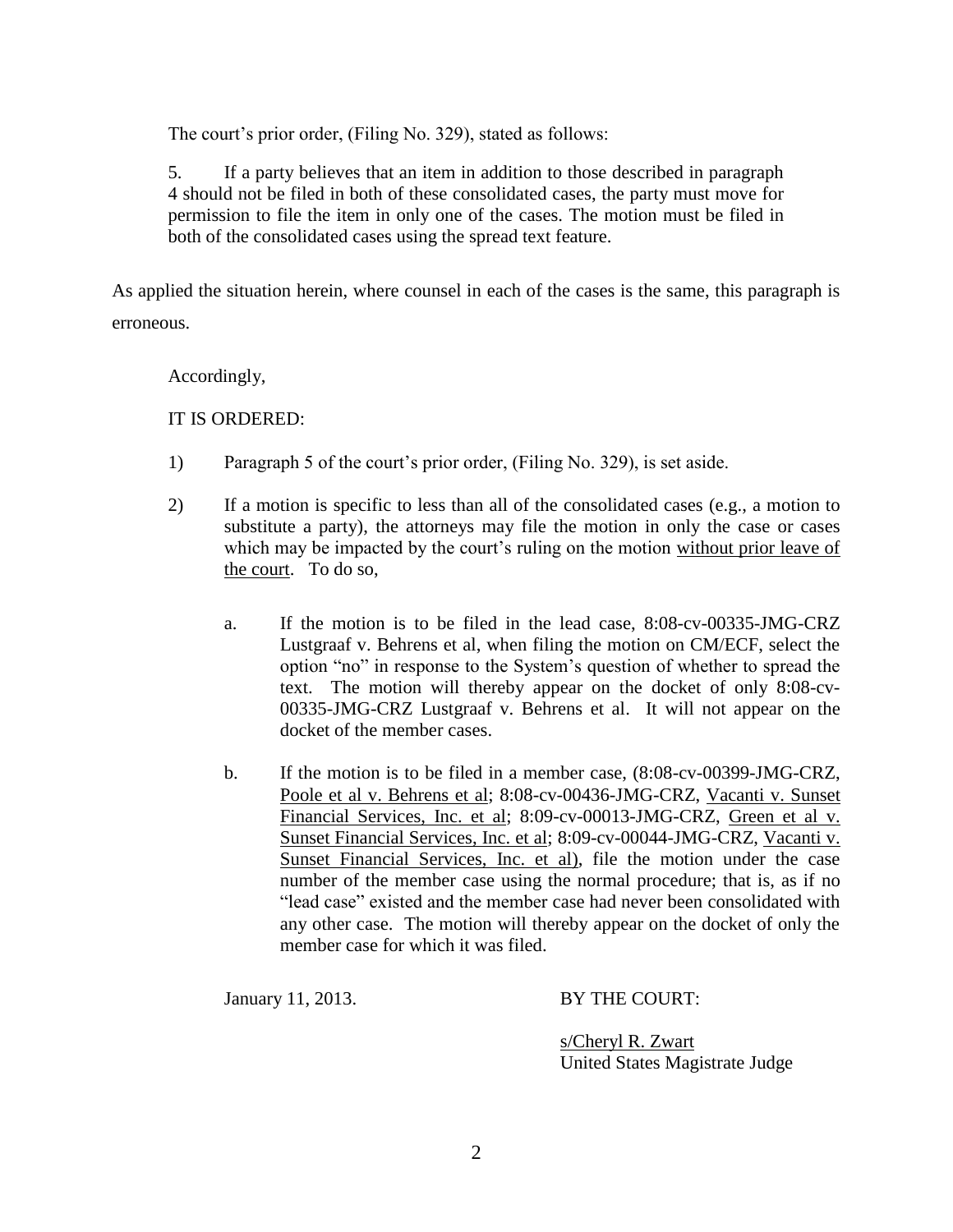The court's prior order, (Filing No. 329), stated as follows:

> 5. If a party believes that an item in addition to those described in paragraph 4 should not be filed in both of these consolidated cases, the party must move for permission to file the item in only one of the cases. The motion must be filed in both of the consolidated cases using the spread text feature.

As applied the situation herein, where counsel in each of the cases is the same, this paragraph is erroneous.

Accordingly,

IT IS ORDERED:

1) Paragraph 5 of the court's prior order, (Filing No. 329), is set aside.

2) If a motion is specific to less than all of the consolidated cases (e.g., a motion to substitute a party), the attorneys may file the motion in only the case or cases which may be impacted by the court's ruling on the motion <u>without prior leave of the court</u>. To do so,

   a. If the motion is to be filed in the lead case, 8:08-cv-00335-JMG-CRZ Lustgraaf v. Behrens et al, when filing the motion on CM/ECF, select the option "no" in response to the System's question of whether to spread the text. The motion will thereby appear on the docket of only 8:08-cv-00335-JMG-CRZ Lustgraaf v. Behrens et al. It will not appear on the docket of the member cases.

   b. If the motion is to be filed in a member case, (8:08-cv-00399-JMG-CRZ, <u>Poole et al v. Behrens et al</u>; 8:08-cv-00436-JMG-CRZ, <u>Vacanti v. Sunset Financial Services, Inc. et al</u>; 8:09-cv-00013-JMG-CRZ, <u>Green et al v. Sunset Financial Services, Inc. et al</u>; 8:09-cv-00044-JMG-CRZ, <u>Vacanti v. Sunset Financial Services, Inc. et al</u>), file the motion under the case number of the member case using the normal procedure; that is, as if no "lead case" existed and the member case had never been consolidated with any other case. The motion will thereby appear on the docket of only the member case for which it was filed.

January 11, 2013.

BY THE COURT:

<u>s/Cheryl R. Zwart</u>
United States Magistrate Judge